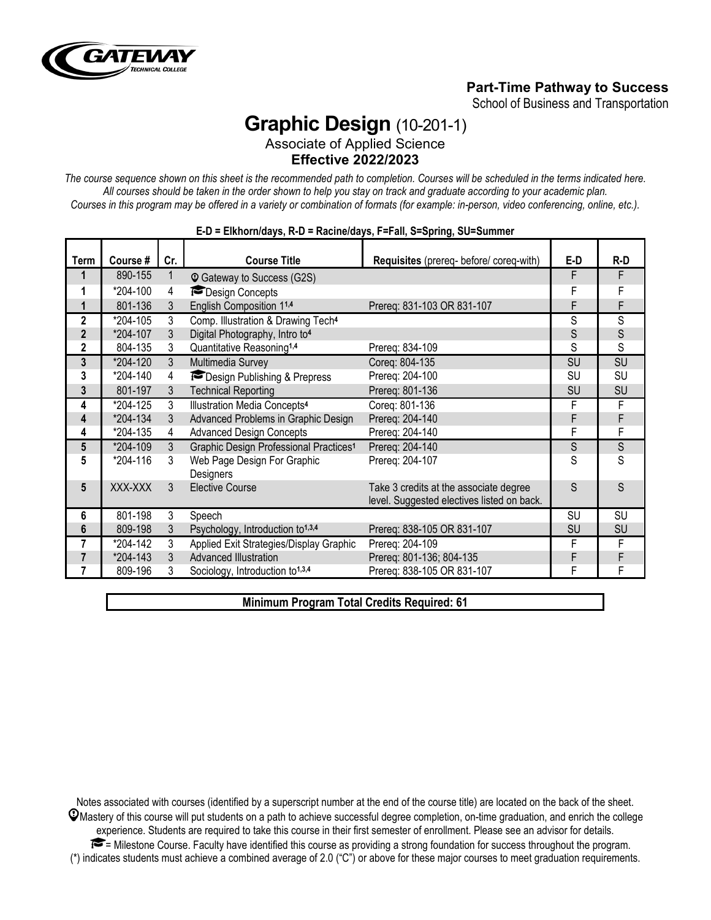**Part-Time Pathway to Success**

School of Business and Transportation

# Graphic Design (10-201-1)

Associate of Applied Science

**Effective 2022/2023**

*The course sequence shown on this sheet is the recommended path to completion. Courses will be scheduled in the terms indicated here. All courses should be taken in the order shown to help you stay on track and graduate according to your academic plan. Courses in this program may be offered in a variety or combination of formats (for example: in-person, video conferencing, online, etc.).*

**E-D = Elkhorn/days, R-D = Racine/days, F=Fall, S=Spring, SU=Summer**

| Term | Course # | Cr. | Course Title | Requisites (prereq- before/ coreq-with) | E-D | R-D |
|---|---|---|---|---|---|---|
| 1 | 890-155 | 1 | Gateway to Success (G2S) | | F | F |
| 1 | *204-100 | 4 | Design Concepts | | F | F |
| 1 | 801-136 | 3 | English Composition 1[1,4] | Prereq: 831-103 OR 831-107 | F | F |
| 2 | *204-105 | 3 | Comp. Illustration & Drawing Tech[4] | | S | S |
| 2 | *204-107 | 3 | Digital Photography, Intro to[4] | | S | S |
| 2 | 804-135 | 3 | Quantitative Reasoning[1,4] | Prereq: 834-109 | S | S |
| 3 | *204-120 | 3 | Multimedia Survey | Coreq: 804-135 | SU | SU |
| 3 | *204-140 | 4 | Design Publishing & Prepress | Prereq: 204-100 | SU | SU |
| 3 | 801-197 | 3 | Technical Reporting | Prereq: 801-136 | SU | SU |
| 4 | *204-125 | 3 | Illustration Media Concepts[4] | Coreq: 801-136 | F | F |
| 4 | *204-134 | 3 | Advanced Problems in Graphic Design | Prereq: 204-140 | F | F |
| 4 | *204-135 | 4 | Advanced Design Concepts | Prereq: 204-140 | F | F |
| 5 | *204-109 | 3 | Graphic Design Professional Practices[1] | Prereq: 204-140 | S | S |
| 5 | *204-116 | 3 | Web Page Design For Graphic Designers | Prereq: 204-107 | S | S |
| 5 | XXX-XXX | 3 | Elective Course | Take 3 credits at the associate degree level. Suggested electives listed on back. | S | S |
| 6 | 801-198 | 3 | Speech | | SU | SU |
| 6 | 809-198 | 3 | Psychology, Introduction to[1,3,4] | Prereq: 838-105 OR 831-107 | SU | SU |
| 7 | *204-142 | 3 | Applied Exit Strategies/Display Graphic | Prereq: 204-109 | F | F |
| 7 | *204-143 | 3 | Advanced Illustration | Prereq: 801-136; 804-135 | F | F |
| 7 | 809-196 | 3 | Sociology, Introduction to[1,3,4] | Prereq: 838-105 OR 831-107 | F | F |

**Minimum Program Total Credits Required: 61**

Notes associated with courses (identified by a superscript number at the end of the course title) are located on the back of the sheet.

Mastery of this course will put students on a path to achieve successful degree completion, on-time graduation, and enrich the college experience. Students are required to take this course in their first semester of enrollment. Please see an advisor for details.

= Milestone Course. Faculty have identified this course as providing a strong foundation for success throughout the program.

(*) indicates students must achieve a combined average of 2.0 ("C") or above for these major courses to meet graduation requirements.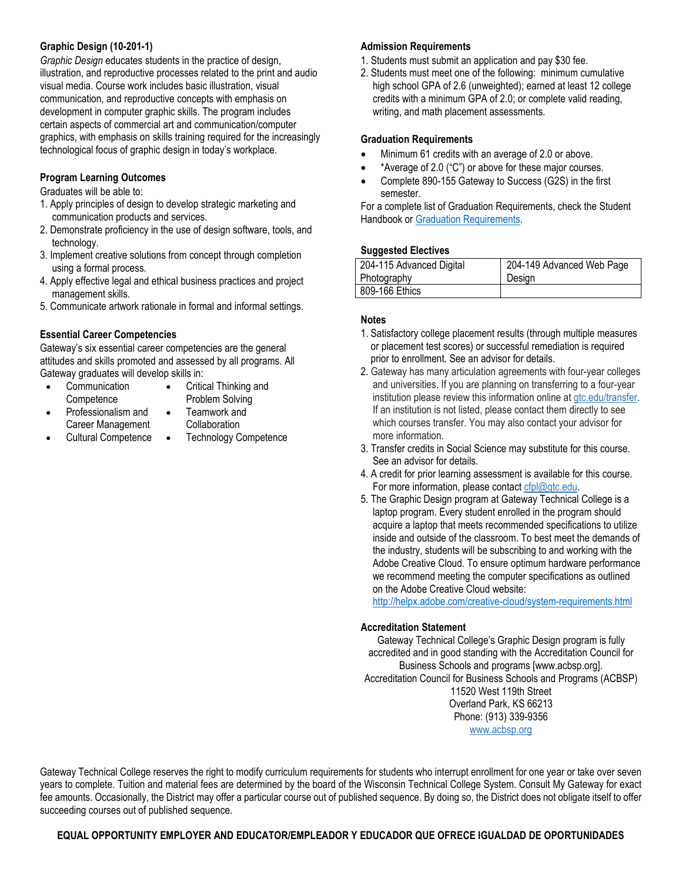### Graphic Design (10-201-1)

*Graphic Design* educates students in the practice of design, illustration, and reproductive processes related to the print and audio visual media. Course work includes basic illustration, visual communication, and reproductive concepts with emphasis on development in computer graphic skills. The program includes certain aspects of commercial art and communication/computer graphics, with emphasis on skills training required for the increasingly technological focus of graphic design in today's workplace.

### Program Learning Outcomes

Graduates will be able to:

1. Apply principles of design to develop strategic marketing and communication products and services.
2. Demonstrate proficiency in the use of design software, tools, and technology.
3. Implement creative solutions from concept through completion using a formal process.
4. Apply effective legal and ethical business practices and project management skills.
5. Communicate artwork rationale in formal and informal settings.

### Essential Career Competencies

Gateway's six essential career competencies are the general attitudes and skills promoted and assessed by all programs. All Gateway graduates will develop skills in:

- Communication Competence
- Professionalism and Career Management
- Cultural Competence
- Critical Thinking and Problem Solving
- Teamwork and Collaboration
- Technology Competence

### Admission Requirements

1. Students must submit an application and pay $30 fee.
2. Students must meet one of the following: minimum cumulative high school GPA of 2.6 (unweighted); earned at least 12 college credits with a minimum GPA of 2.0; or complete valid reading, writing, and math placement assessments.

### Graduation Requirements

- Minimum 61 credits with an average of 2.0 or above.
- *Average of 2.0 ("C") or above for these major courses.
- Complete 890-155 Gateway to Success (G2S) in the first semester.

For a complete list of Graduation Requirements, check the Student Handbook or Graduation Requirements.

### Suggested Electives

| | |
|---|---|
| 204-115 Advanced Digital Photography | 204-149 Advanced Web Page Design |
| 809-166 Ethics | |

### Notes

1. Satisfactory college placement results (through multiple measures or placement test scores) or successful remediation is required prior to enrollment. See an advisor for details.
2. Gateway has many articulation agreements with four-year colleges and universities. If you are planning on transferring to a four-year institution please review this information online at gtc.edu/transfer. If an institution is not listed, please contact them directly to see which courses transfer. You may also contact your advisor for more information.
3. Transfer credits in Social Science may substitute for this course. See an advisor for details.
4. A credit for prior learning assessment is available for this course. For more information, please contact cfpl@gtc.edu.
5. The Graphic Design program at Gateway Technical College is a laptop program. Every student enrolled in the program should acquire a laptop that meets recommended specifications to utilize inside and outside of the classroom. To best meet the demands of the industry, students will be subscribing to and working with the Adobe Creative Cloud. To ensure optimum hardware performance we recommend meeting the computer specifications as outlined on the Adobe Creative Cloud website: http://helpx.adobe.com/creative-cloud/system-requirements.html

### Accreditation Statement

Gateway Technical College's Graphic Design program is fully accredited and in good standing with the Accreditation Council for Business Schools and programs [www.acbsp.org].
Accreditation Council for Business Schools and Programs (ACBSP)
11520 West 119th Street
Overland Park, KS 66213
Phone: (913) 339-9356
www.acbsp.org

Gateway Technical College reserves the right to modify curriculum requirements for students who interrupt enrollment for one year or take over seven years to complete. Tuition and material fees are determined by the board of the Wisconsin Technical College System. Consult My Gateway for exact fee amounts. Occasionally, the District may offer a particular course out of published sequence. By doing so, the District does not obligate itself to offer succeeding courses out of published sequence.

**EQUAL OPPORTUNITY EMPLOYER AND EDUCATOR/EMPLEADOR Y EDUCADOR QUE OFRECE IGUALDAD DE OPORTUNIDADES**